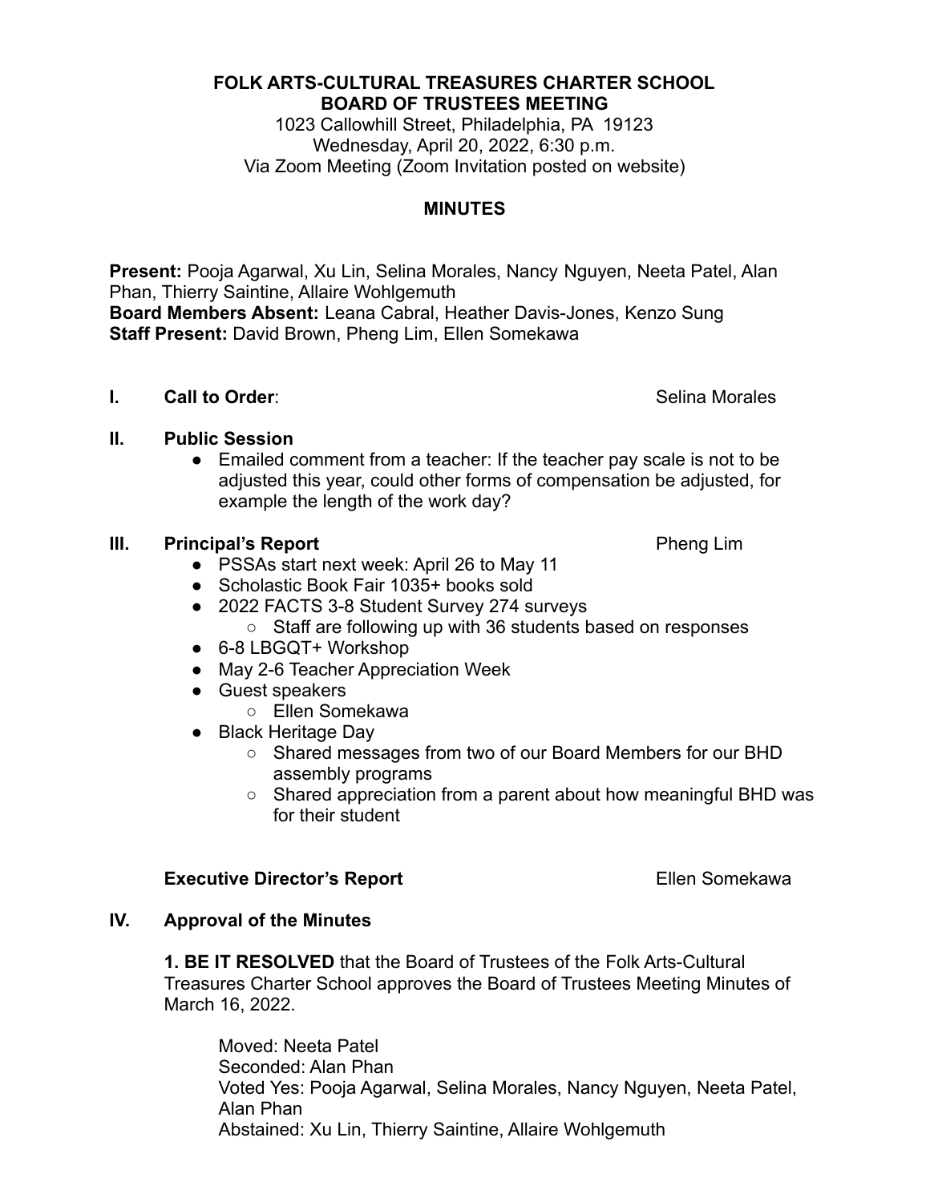**FOLK ARTS-CULTURAL TREASURES CHARTER SCHOOL**
**BOARD OF TRUSTEES MEETING**

1023 Callowhill Street, Philadelphia, PA 19123
Wednesday, April 20, 2022, 6:30 p.m.
Via Zoom Meeting (Zoom Invitation posted on website)

**MINUTES**

**Present:** Pooja Agarwal, Xu Lin, Selina Morales, Nancy Nguyen, Neeta Patel, Alan Phan, Thierry Saintine, Allaire Wohlgemuth
**Board Members Absent:** Leana Cabral, Heather Davis-Jones, Kenzo Sung
**Staff Present:** David Brown, Pheng Lim, Ellen Somekawa

**I. Call to Order**: Selina Morales

**II. Public Session**

- Emailed comment from a teacher: If the teacher pay scale is not to be adjusted this year, could other forms of compensation be adjusted, for example the length of the work day?

**III. Principal's Report** Pheng Lim

- PSSAs start next week: April 26 to May 11
- Scholastic Book Fair 1035+ books sold
- 2022 FACTS 3-8 Student Survey 274 surveys
  - Staff are following up with 36 students based on responses
- 6-8 LBGQT+ Workshop
- May 2-6 Teacher Appreciation Week
- Guest speakers
  - Ellen Somekawa
- Black Heritage Day
  - Shared messages from two of our Board Members for our BHD assembly programs
  - Shared appreciation from a parent about how meaningful BHD was for their student

**Executive Director's Report** Ellen Somekawa

**IV. Approval of the Minutes**

**1. BE IT RESOLVED** that the Board of Trustees of the Folk Arts-Cultural Treasures Charter School approves the Board of Trustees Meeting Minutes of March 16, 2022.

Moved: Neeta Patel
Seconded: Alan Phan
Voted Yes: Pooja Agarwal, Selina Morales, Nancy Nguyen, Neeta Patel, Alan Phan
Abstained: Xu Lin, Thierry Saintine, Allaire Wohlgemuth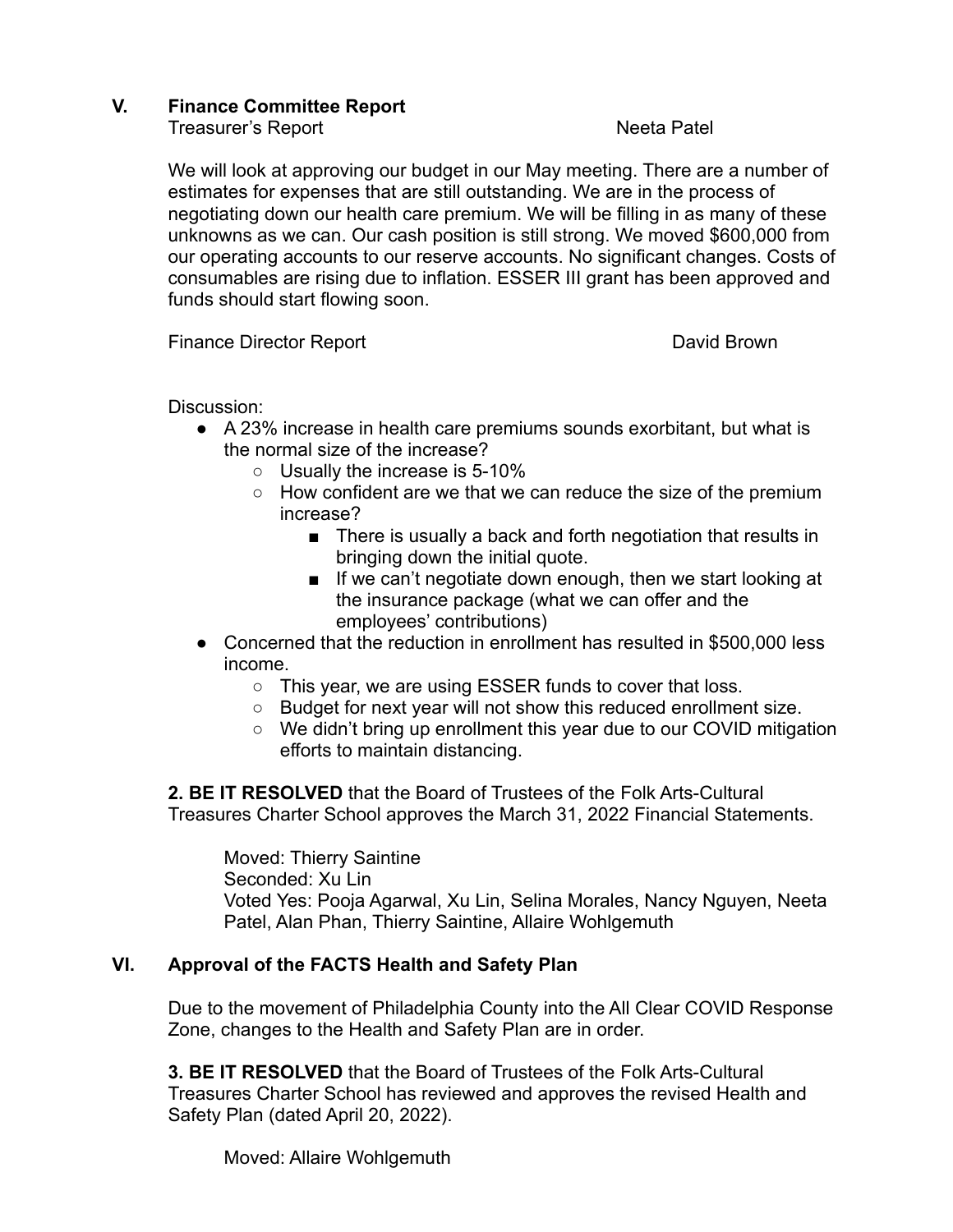## V. Finance Committee Report

Treasurer's Report — Neeta Patel

We will look at approving our budget in our May meeting. There are a number of estimates for expenses that are still outstanding. We are in the process of negotiating down our health care premium. We will be filling in as many of these unknowns as we can. Our cash position is still strong. We moved $600,000 from our operating accounts to our reserve accounts. No significant changes. Costs of consumables are rising due to inflation. ESSER III grant has been approved and funds should start flowing soon.

Finance Director Report — David Brown

Discussion:

- A 23% increase in health care premiums sounds exorbitant, but what is the normal size of the increase?
    - Usually the increase is 5-10%
    - How confident are we that we can reduce the size of the premium increase?
        - There is usually a back and forth negotiation that results in bringing down the initial quote.
        - If we can't negotiate down enough, then we start looking at the insurance package (what we can offer and the employees' contributions)
- Concerned that the reduction in enrollment has resulted in $500,000 less income.
    - This year, we are using ESSER funds to cover that loss.
    - Budget for next year will not show this reduced enrollment size.
    - We didn't bring up enrollment this year due to our COVID mitigation efforts to maintain distancing.

**2. BE IT RESOLVED** that the Board of Trustees of the Folk Arts-Cultural Treasures Charter School approves the March 31, 2022 Financial Statements.

> Moved: Thierry Saintine
> Seconded: Xu Lin
> Voted Yes: Pooja Agarwal, Xu Lin, Selina Morales, Nancy Nguyen, Neeta Patel, Alan Phan, Thierry Saintine, Allaire Wohlgemuth

## VI. Approval of the FACTS Health and Safety Plan

Due to the movement of Philadelphia County into the All Clear COVID Response Zone, changes to the Health and Safety Plan are in order.

**3. BE IT RESOLVED** that the Board of Trustees of the Folk Arts-Cultural Treasures Charter School has reviewed and approves the revised Health and Safety Plan (dated April 20, 2022).

> Moved: Allaire Wohlgemuth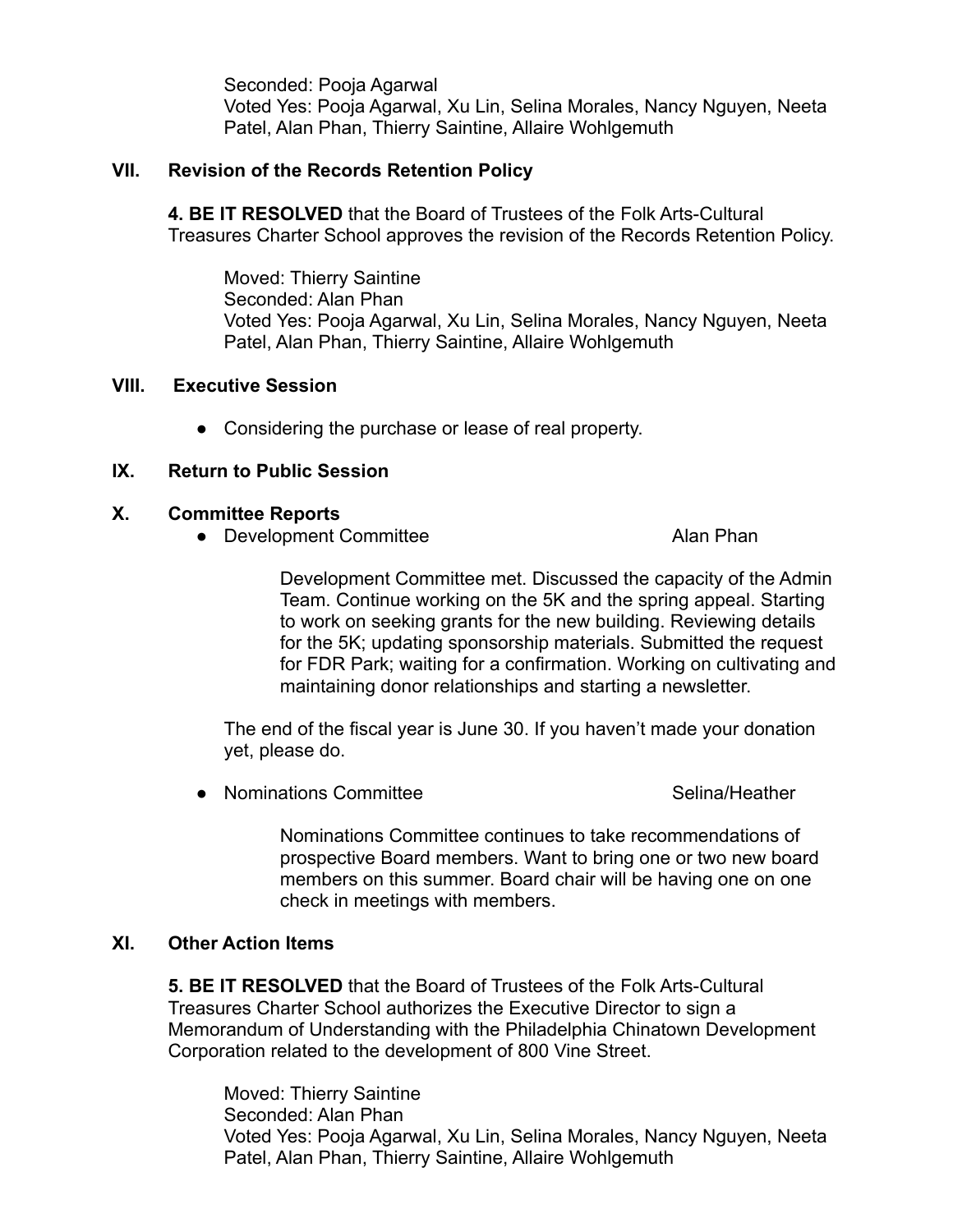Seconded: Pooja Agarwal
Voted Yes: Pooja Agarwal, Xu Lin, Selina Morales, Nancy Nguyen, Neeta Patel, Alan Phan, Thierry Saintine, Allaire Wohlgemuth

## VII. Revision of the Records Retention Policy

**4. BE IT RESOLVED** that the Board of Trustees of the Folk Arts-Cultural Treasures Charter School approves the revision of the Records Retention Policy.

Moved: Thierry Saintine
Seconded: Alan Phan
Voted Yes: Pooja Agarwal, Xu Lin, Selina Morales, Nancy Nguyen, Neeta Patel, Alan Phan, Thierry Saintine, Allaire Wohlgemuth

## VIII. Executive Session

- Considering the purchase or lease of real property.

## IX. Return to Public Session

## X. Committee Reports

- Development Committee — Alan Phan

  Development Committee met. Discussed the capacity of the Admin Team. Continue working on the 5K and the spring appeal. Starting to work on seeking grants for the new building. Reviewing details for the 5K; updating sponsorship materials. Submitted the request for FDR Park; waiting for a confirmation. Working on cultivating and maintaining donor relationships and starting a newsletter.

  The end of the fiscal year is June 30. If you haven't made your donation yet, please do.

- Nominations Committee — Selina/Heather

  Nominations Committee continues to take recommendations of prospective Board members. Want to bring one or two new board members on this summer. Board chair will be having one on one check in meetings with members.

## XI. Other Action Items

**5. BE IT RESOLVED** that the Board of Trustees of the Folk Arts-Cultural Treasures Charter School authorizes the Executive Director to sign a Memorandum of Understanding with the Philadelphia Chinatown Development Corporation related to the development of 800 Vine Street.

Moved: Thierry Saintine
Seconded: Alan Phan
Voted Yes: Pooja Agarwal, Xu Lin, Selina Morales, Nancy Nguyen, Neeta Patel, Alan Phan, Thierry Saintine, Allaire Wohlgemuth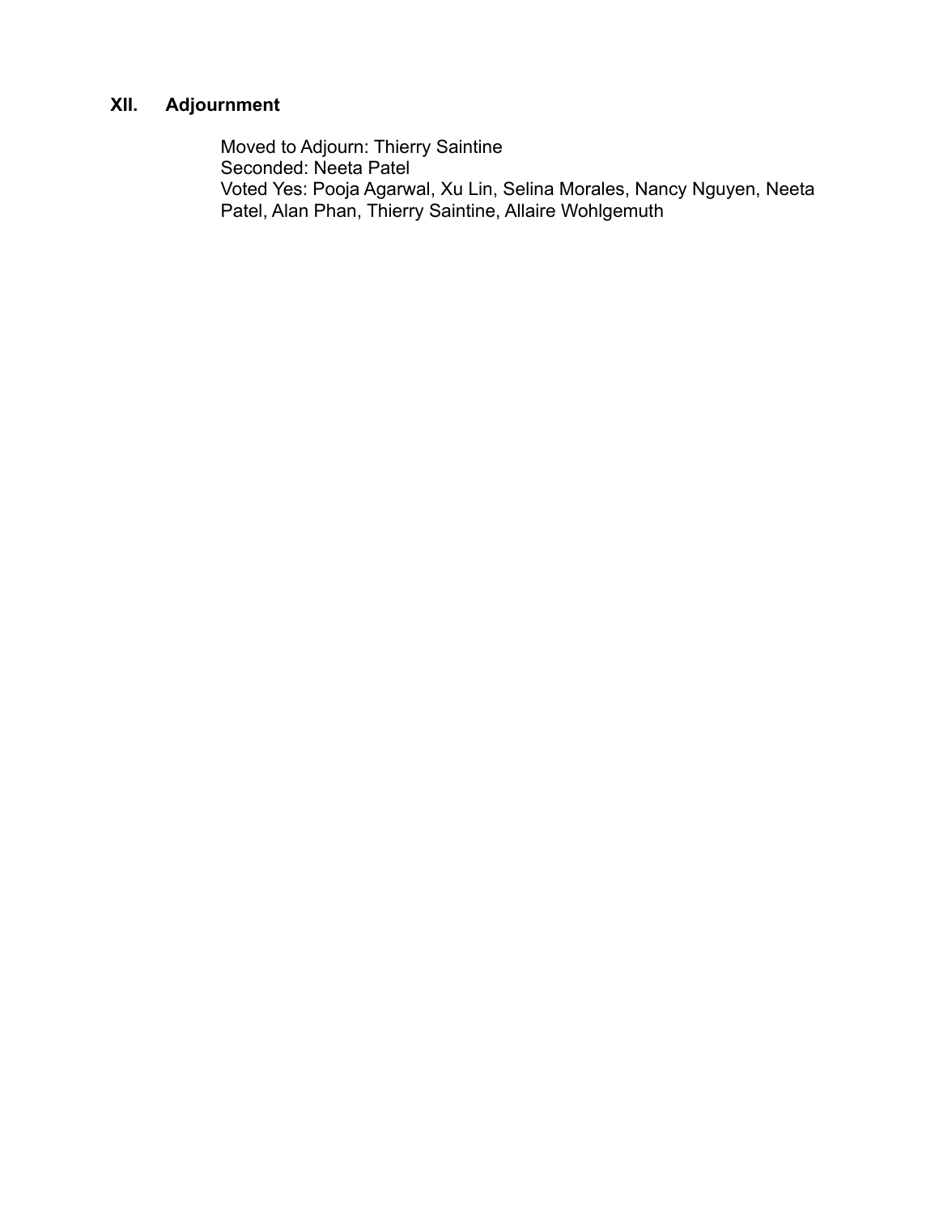## XII. Adjournment

Moved to Adjourn: Thierry Saintine
Seconded: Neeta Patel
Voted Yes: Pooja Agarwal, Xu Lin, Selina Morales, Nancy Nguyen, Neeta Patel, Alan Phan, Thierry Saintine, Allaire Wohlgemuth